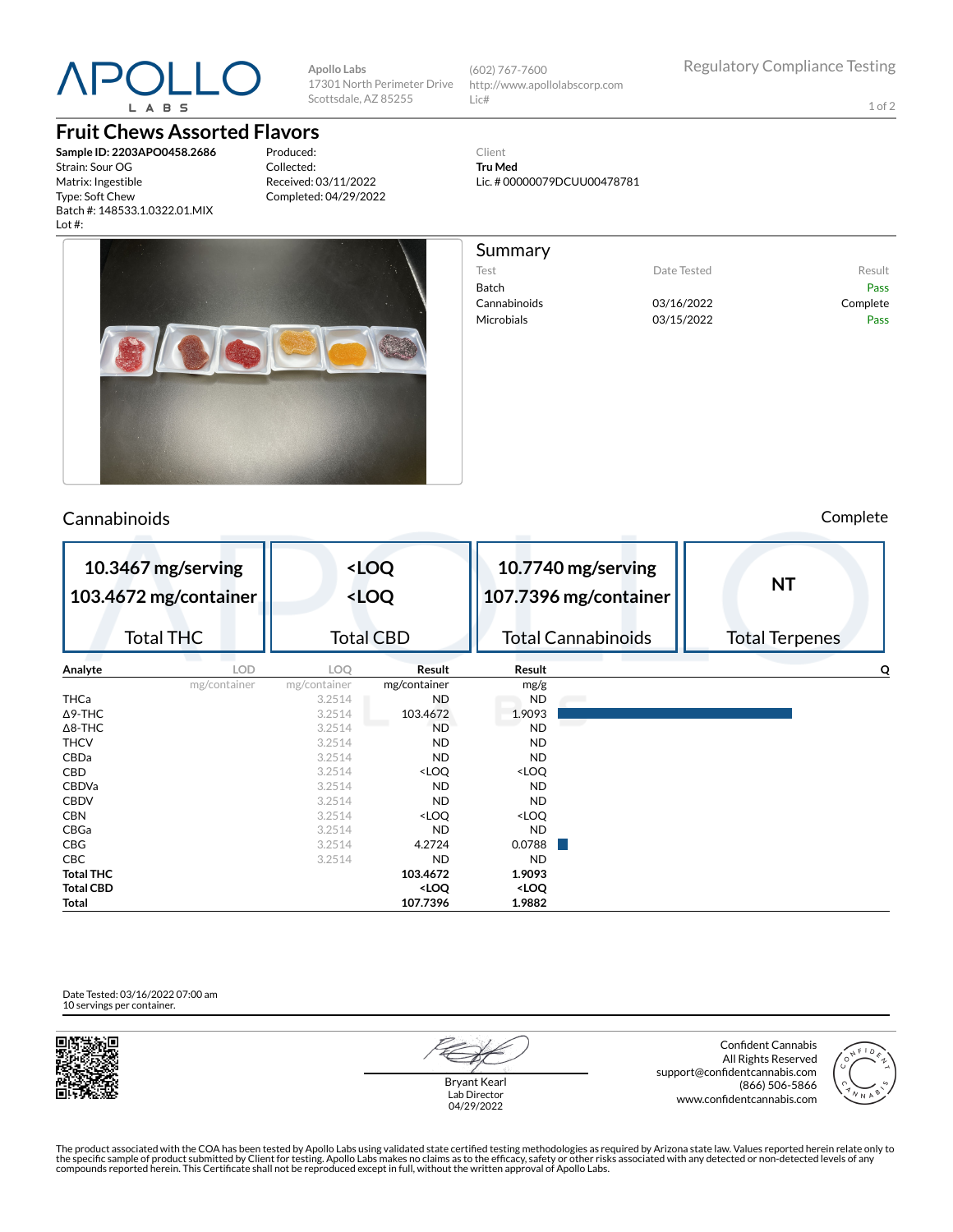APOLLO LABS

Apollo Labs
17301 North Perimeter Drive
Scottsdale, AZ 85255

(602) 767-7600
http://www.apollolabscorp.com
Lic#

Regulatory Compliance Testing

# Fruit Chews Assorted Flavors

**Sample ID: 2203APO0458.2686**
Strain: Sour OG
Matrix: Ingestible
Type: Soft Chew
Batch #: 148533.1.0322.01.MIX
Lot #:

Produced:
Collected:
Received: 03/11/2022
Completed: 04/29/2022

Client
**Tru Med**
Lic. # 00000079DCUU00478781

## Summary

| Test | Date Tested | Result |
|---|---|---|
| Batch | | Pass |
| Cannabinoids | 03/16/2022 | Complete |
| Microbials | 03/15/2022 | Pass |

## Cannabinoids

Complete

| Total THC | Total CBD | Total Cannabinoids | Total Terpenes |
|---|---|---|---|
| 10.3467 mg/serving<br>103.4672 mg/container | <LOQ<br><LOQ | 10.7740 mg/serving<br>107.7396 mg/container | NT |

| Analyte | LOD | LOQ | Result | Result | Q |
|---|---|---|---|---|---|
| | mg/container | mg/container | mg/container | mg/g | |
| THCa | | 3.2514 | ND | ND | |
| Δ9-THC | | 3.2514 | 103.4672 | 1.9093 | |
| Δ8-THC | | 3.2514 | ND | ND | |
| THCV | | 3.2514 | ND | ND | |
| CBDa | | 3.2514 | ND | ND | |
| CBD | | 3.2514 | <LOQ | <LOQ | |
| CBDVa | | 3.2514 | ND | ND | |
| CBDV | | 3.2514 | ND | ND | |
| CBN | | 3.2514 | <LOQ | <LOQ | |
| CBGa | | 3.2514 | ND | ND | |
| CBG | | 3.2514 | 4.2724 | 0.0788 | |
| CBC | | 3.2514 | ND | ND | |
| **Total THC** | | | **103.4672** | **1.9093** | |
| **Total CBD** | | | **<LOQ** | **<LOQ** | |
| **Total** | | | **107.7396** | **1.9882** | |

Date Tested: 03/16/2022 07:00 am
10 servings per container.

Bryant Kearl
Lab Director
04/29/2022

Confident Cannabis
All Rights Reserved
support@confidentcannabis.com
(866) 506-5866
www.confidentcannabis.com

The product associated with the COA has been tested by Apollo Labs using validated state certified testing methodologies as required by Arizona state law. Values reported herein relate only to the specific sample of product submitted by Client for testing. Apollo Labs makes no claims as to the efficacy, safety or other risks associated with any detected or non-detected levels of any compounds reported herein. This Certificate shall not be reproduced except in full, without the written approval of Apollo Labs.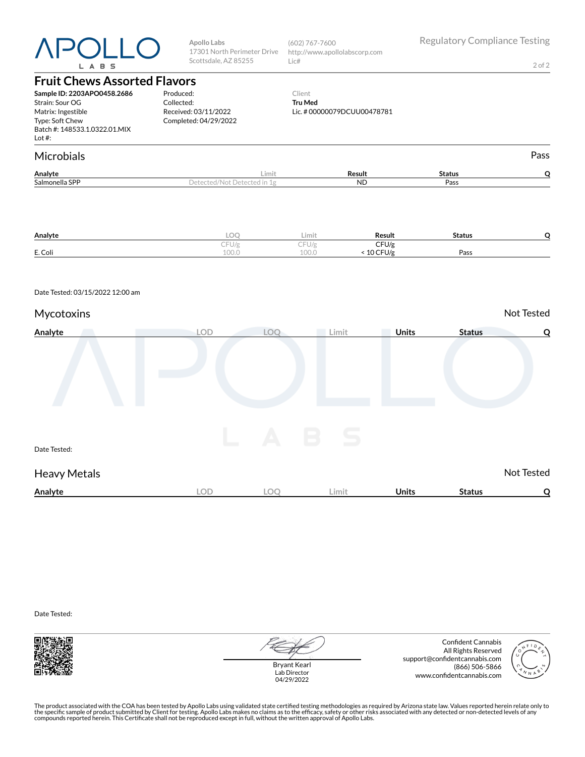APOLLO LABS

Apollo Labs
17301 North Perimeter Drive
Scottsdale, AZ 85255

(602) 767-7600
http://www.apollolabscorp.com
Lic#

Regulatory Compliance Testing

## Fruit Chews Assorted Flavors

**Sample ID: 2203APO0458.2686**
Strain: Sour OG
Matrix: Ingestible
Type: Soft Chew
Batch #: 148533.1.0322.01.MIX
Lot #:

Produced:
Collected:
Received: 03/11/2022
Completed: 04/29/2022

Client
**Tru Med**
Lic. # 00000079DCUU00478781

## Microbials

Pass

| Analyte | Limit | Result | Status | Q |
|---|---|---|---|---|
| Salmonella SPP | Detected/Not Detected in 1g | ND | Pass | |

| Analyte | LOQ | Limit | Result | Status | Q |
|---|---|---|---|---|---|
| | CFU/g | CFU/g | CFU/g | | |
| E. Coli | 100.0 | 100.0 | < 10 CFU/g | Pass | |

Date Tested: 03/15/2022 12:00 am

## Mycotoxins

Not Tested

| Analyte | LOD | LOQ | Limit | Units | Status | Q |
|---|---|---|---|---|---|---|

Date Tested:

## Heavy Metals

Not Tested

| Analyte | LOD | LOQ | Limit | Units | Status | Q |
|---|---|---|---|---|---|---|

Date Tested:

Bryant Kearl
Lab Director
04/29/2022

Confident Cannabis
All Rights Reserved
support@confidentcannabis.com
(866) 506-5866
www.confidentcannabis.com

The product associated with the COA has been tested by Apollo Labs using validated state certified testing methodologies as required by Arizona state law. Values reported herein relate only to the specific sample of product submitted by Client for testing. Apollo Labs makes no claims as to the efficacy, safety or other risks associated with any detected or non-detected levels of any compounds reported herein. This Certificate shall not be reproduced except in full, without the written approval of Apollo Labs.